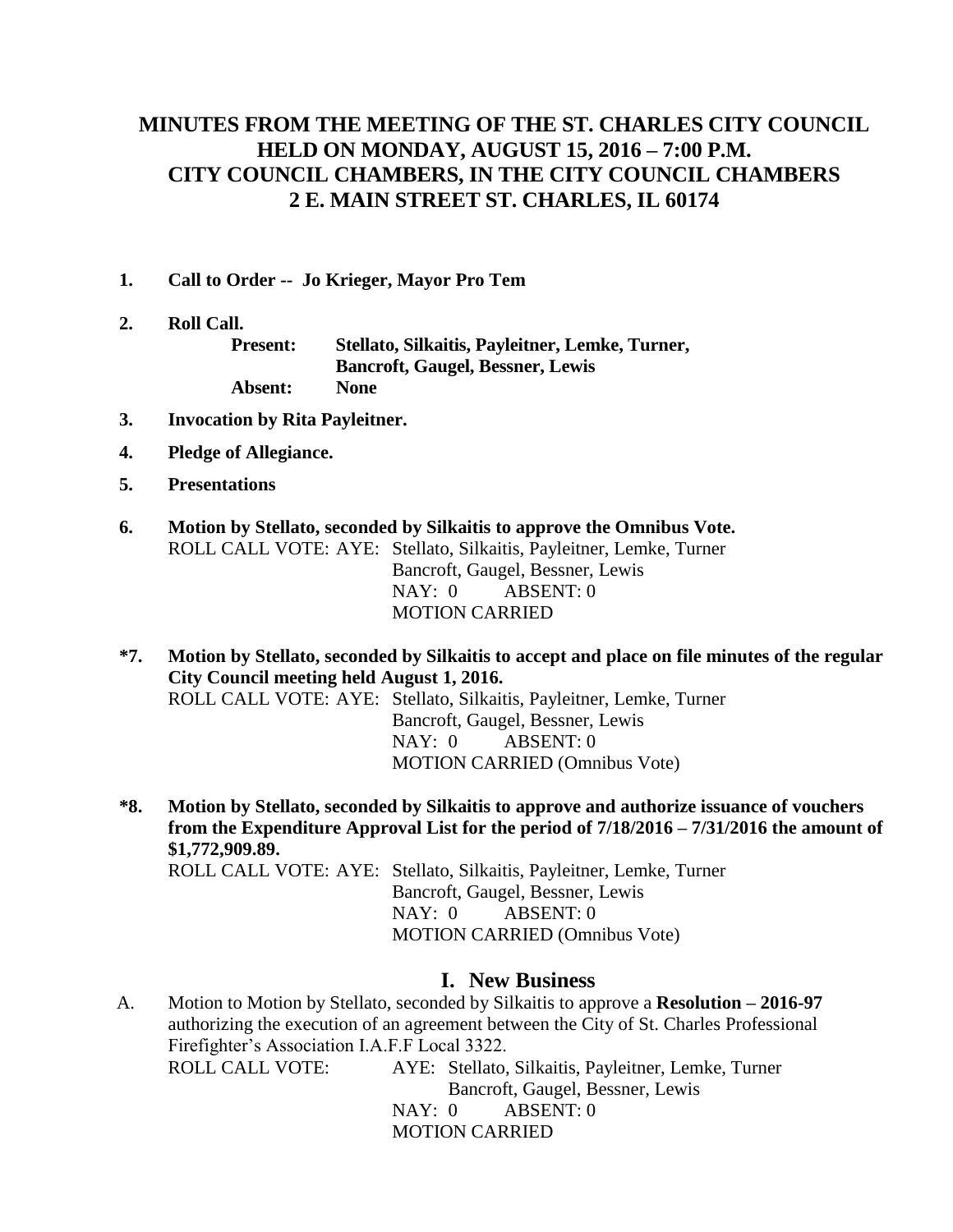# MINUTES FROM THE MEETING OF THE ST. CHARLES CITY COUNCIL HELD ON MONDAY, AUGUST 15, 2016 – 7:00 P.M. CITY COUNCIL CHAMBERS, IN THE CITY COUNCIL CHAMBERS 2 E. MAIN STREET ST. CHARLES, IL 60174

**1. Call to Order -- Jo Krieger, Mayor Pro Tem**

**2. Roll Call.**

**Present:** **Stellato, Silkaitis, Payleitner, Lemke, Turner, Bancroft, Gaugel, Bessner, Lewis**
**Absent:** **None**

**3. Invocation by Rita Payleitner.**

**4. Pledge of Allegiance.**

**5. Presentations**

**6. Motion by Stellato, seconded by Silkaitis to approve the Omnibus Vote.**

ROLL CALL VOTE: AYE: Stellato, Silkaitis, Payleitner, Lemke, Turner
Bancroft, Gaugel, Bessner, Lewis
NAY: 0 ABSENT: 0
MOTION CARRIED

**\*7. Motion by Stellato, seconded by Silkaitis to accept and place on file minutes of the regular City Council meeting held August 1, 2016.**

ROLL CALL VOTE: AYE: Stellato, Silkaitis, Payleitner, Lemke, Turner
Bancroft, Gaugel, Bessner, Lewis
NAY: 0 ABSENT: 0
MOTION CARRIED (Omnibus Vote)

**\*8. Motion by Stellato, seconded by Silkaitis to approve and authorize issuance of vouchers from the Expenditure Approval List for the period of 7/18/2016 – 7/31/2016 the amount of $1,772,909.89.**

ROLL CALL VOTE: AYE: Stellato, Silkaitis, Payleitner, Lemke, Turner
Bancroft, Gaugel, Bessner, Lewis
NAY: 0 ABSENT: 0
MOTION CARRIED (Omnibus Vote)

## I. New Business

A. Motion to Motion by Stellato, seconded by Silkaitis to approve a **Resolution – 2016-97** authorizing the execution of an agreement between the City of St. Charles Professional Firefighter's Association I.A.F.F Local 3322.

ROLL CALL VOTE: AYE: Stellato, Silkaitis, Payleitner, Lemke, Turner
Bancroft, Gaugel, Bessner, Lewis
NAY: 0 ABSENT: 0
MOTION CARRIED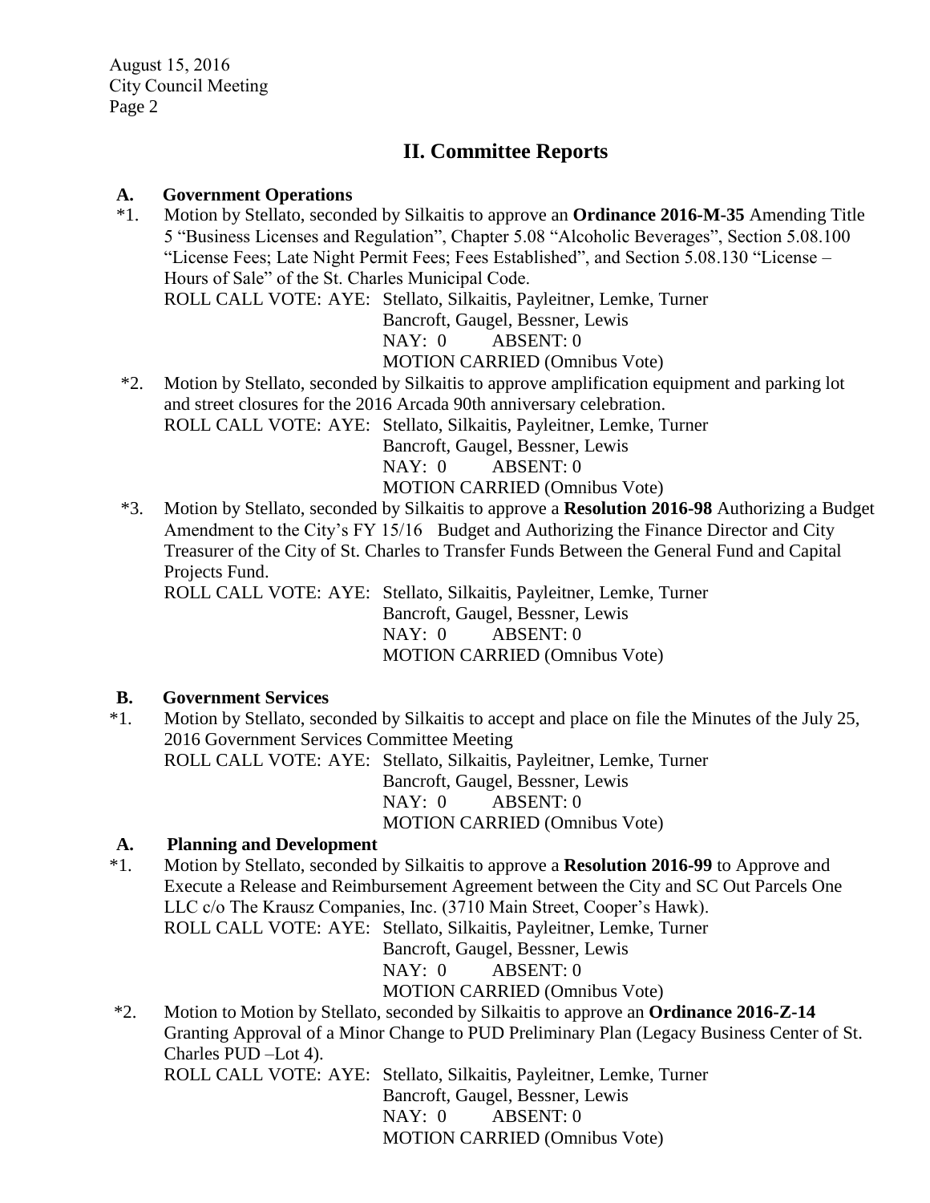## II. Committee Reports

### A. Government Operations

*1. Motion by Stellato, seconded by Silkaitis to approve an **Ordinance 2016-M-35** Amending Title 5 "Business Licenses and Regulation", Chapter 5.08 "Alcoholic Beverages", Section 5.08.100 "License Fees; Late Night Permit Fees; Fees Established", and Section 5.08.130 "License – Hours of Sale" of the St. Charles Municipal Code.

ROLL CALL VOTE: AYE: Stellato, Silkaitis, Payleitner, Lemke, Turner
Bancroft, Gaugel, Bessner, Lewis
NAY: 0 ABSENT: 0
MOTION CARRIED (Omnibus Vote)

*2. Motion by Stellato, seconded by Silkaitis to approve amplification equipment and parking lot and street closures for the 2016 Arcada 90th anniversary celebration.

ROLL CALL VOTE: AYE: Stellato, Silkaitis, Payleitner, Lemke, Turner
Bancroft, Gaugel, Bessner, Lewis
NAY: 0 ABSENT: 0
MOTION CARRIED (Omnibus Vote)

*3. Motion by Stellato, seconded by Silkaitis to approve a **Resolution 2016-98** Authorizing a Budget Amendment to the City's FY 15/16 Budget and Authorizing the Finance Director and City Treasurer of the City of St. Charles to Transfer Funds Between the General Fund and Capital Projects Fund.

ROLL CALL VOTE: AYE: Stellato, Silkaitis, Payleitner, Lemke, Turner
Bancroft, Gaugel, Bessner, Lewis
NAY: 0 ABSENT: 0
MOTION CARRIED (Omnibus Vote)

### B. Government Services

*1. Motion by Stellato, seconded by Silkaitis to accept and place on file the Minutes of the July 25, 2016 Government Services Committee Meeting

ROLL CALL VOTE: AYE: Stellato, Silkaitis, Payleitner, Lemke, Turner
Bancroft, Gaugel, Bessner, Lewis
NAY: 0 ABSENT: 0
MOTION CARRIED (Omnibus Vote)

### A. Planning and Development

*1. Motion by Stellato, seconded by Silkaitis to approve a **Resolution 2016-99** to Approve and Execute a Release and Reimbursement Agreement between the City and SC Out Parcels One LLC c/o The Krausz Companies, Inc. (3710 Main Street, Cooper's Hawk).

ROLL CALL VOTE: AYE: Stellato, Silkaitis, Payleitner, Lemke, Turner
Bancroft, Gaugel, Bessner, Lewis
NAY: 0 ABSENT: 0
MOTION CARRIED (Omnibus Vote)

*2. Motion to Motion by Stellato, seconded by Silkaitis to approve an **Ordinance 2016-Z-14** Granting Approval of a Minor Change to PUD Preliminary Plan (Legacy Business Center of St. Charles PUD –Lot 4).

ROLL CALL VOTE: AYE: Stellato, Silkaitis, Payleitner, Lemke, Turner
Bancroft, Gaugel, Bessner, Lewis
NAY: 0 ABSENT: 0
MOTION CARRIED (Omnibus Vote)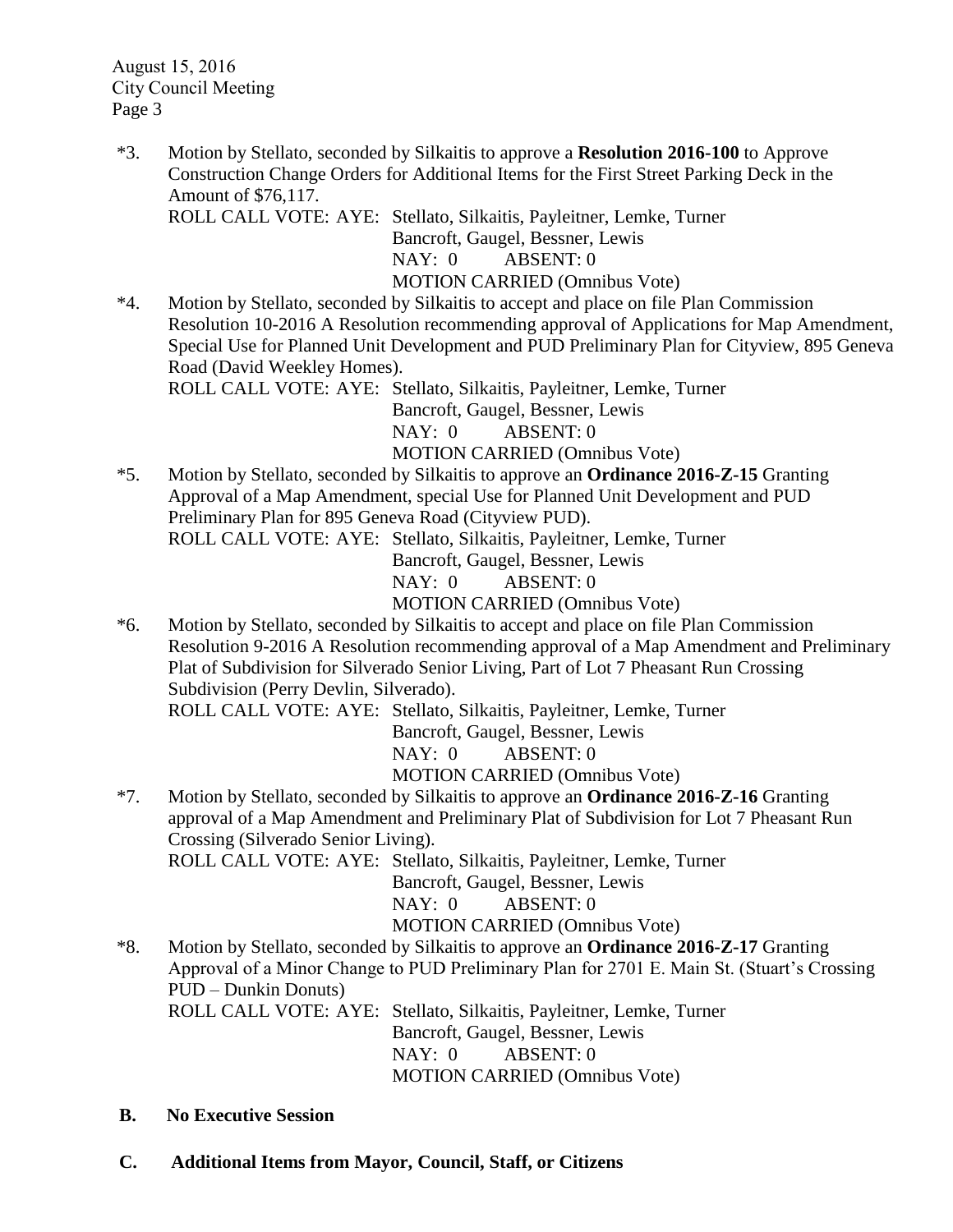*3. Motion by Stellato, seconded by Silkaitis to approve a **Resolution 2016-100** to Approve Construction Change Orders for Additional Items for the First Street Parking Deck in the Amount of $76,117.

ROLL CALL VOTE: AYE: Stellato, Silkaitis, Payleitner, Lemke, Turner Bancroft, Gaugel, Bessner, Lewis
NAY: 0 ABSENT: 0
MOTION CARRIED (Omnibus Vote)

*4. Motion by Stellato, seconded by Silkaitis to accept and place on file Plan Commission Resolution 10-2016 A Resolution recommending approval of Applications for Map Amendment, Special Use for Planned Unit Development and PUD Preliminary Plan for Cityview, 895 Geneva Road (David Weekley Homes).

ROLL CALL VOTE: AYE: Stellato, Silkaitis, Payleitner, Lemke, Turner Bancroft, Gaugel, Bessner, Lewis
NAY: 0 ABSENT: 0
MOTION CARRIED (Omnibus Vote)

*5. Motion by Stellato, seconded by Silkaitis to approve an **Ordinance 2016-Z-15** Granting Approval of a Map Amendment, special Use for Planned Unit Development and PUD Preliminary Plan for 895 Geneva Road (Cityview PUD).

ROLL CALL VOTE: AYE: Stellato, Silkaitis, Payleitner, Lemke, Turner Bancroft, Gaugel, Bessner, Lewis
NAY: 0 ABSENT: 0
MOTION CARRIED (Omnibus Vote)

*6. Motion by Stellato, seconded by Silkaitis to accept and place on file Plan Commission Resolution 9-2016 A Resolution recommending approval of a Map Amendment and Preliminary Plat of Subdivision for Silverado Senior Living, Part of Lot 7 Pheasant Run Crossing Subdivision (Perry Devlin, Silverado).

ROLL CALL VOTE: AYE: Stellato, Silkaitis, Payleitner, Lemke, Turner Bancroft, Gaugel, Bessner, Lewis
NAY: 0 ABSENT: 0
MOTION CARRIED (Omnibus Vote)

*7. Motion by Stellato, seconded by Silkaitis to approve an **Ordinance 2016-Z-16** Granting approval of a Map Amendment and Preliminary Plat of Subdivision for Lot 7 Pheasant Run Crossing (Silverado Senior Living).

ROLL CALL VOTE: AYE: Stellato, Silkaitis, Payleitner, Lemke, Turner Bancroft, Gaugel, Bessner, Lewis
NAY: 0 ABSENT: 0
MOTION CARRIED (Omnibus Vote)

*8. Motion by Stellato, seconded by Silkaitis to approve an **Ordinance 2016-Z-17** Granting Approval of a Minor Change to PUD Preliminary Plan for 2701 E. Main St. (Stuart's Crossing PUD – Dunkin Donuts)

ROLL CALL VOTE: AYE: Stellato, Silkaitis, Payleitner, Lemke, Turner Bancroft, Gaugel, Bessner, Lewis
NAY: 0 ABSENT: 0
MOTION CARRIED (Omnibus Vote)

**B. No Executive Session**

**C. Additional Items from Mayor, Council, Staff, or Citizens**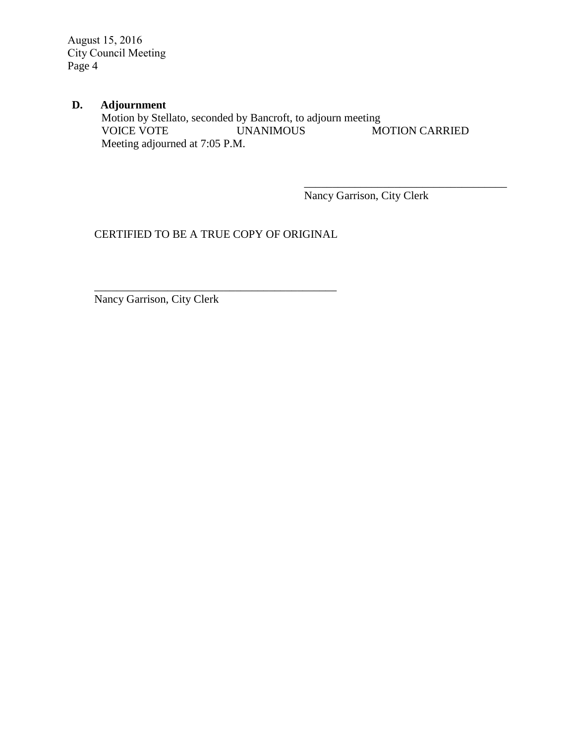**D. Adjournment**

Motion by Stellato, seconded by Bancroft, to adjourn meeting

VOICE VOTE UNANIMOUS MOTION CARRIED

Meeting adjourned at 7:05 P.M.

\_\_\_\_\_\_\_\_\_\_\_\_\_\_\_\_\_\_\_\_\_\_\_\_\_\_\_\_\_\_\_\_\_\_\_\_

Nancy Garrison, City Clerk

CERTIFIED TO BE A TRUE COPY OF ORIGINAL

\_\_\_\_\_\_\_\_\_\_\_\_\_\_\_\_\_\_\_\_\_\_\_\_\_\_\_\_\_\_\_\_\_\_\_\_\_\_\_\_\_\_

Nancy Garrison, City Clerk